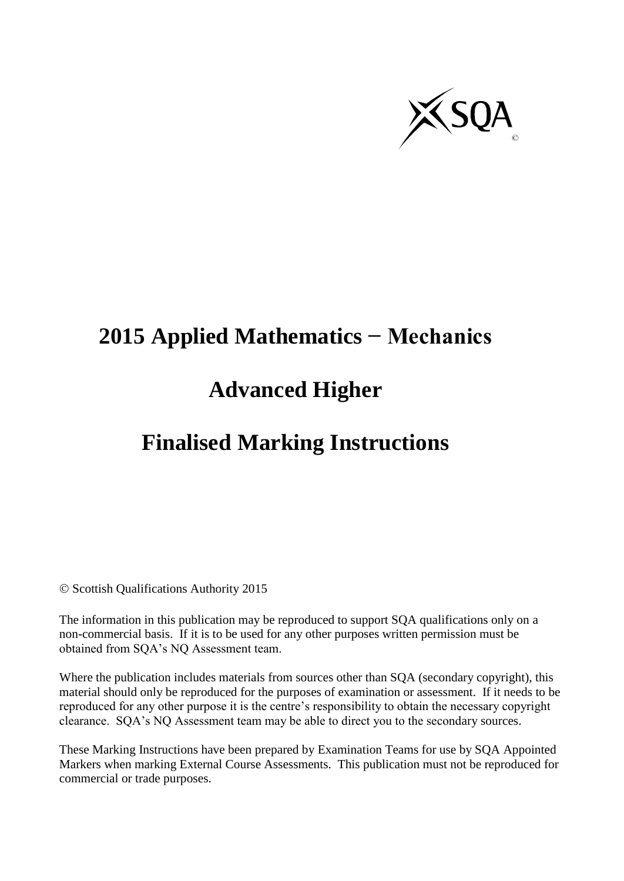SQA

# 2015 Applied Mathematics − Mechanics

# Advanced Higher

# Finalised Marking Instructions

© Scottish Qualifications Authority 2015

The information in this publication may be reproduced to support SQA qualifications only on a non-commercial basis. If it is to be used for any other purposes written permission must be obtained from SQA's NQ Assessment team.

Where the publication includes materials from sources other than SQA (secondary copyright), this material should only be reproduced for the purposes of examination or assessment. If it needs to be reproduced for any other purpose it is the centre's responsibility to obtain the necessary copyright clearance. SQA's NQ Assessment team may be able to direct you to the secondary sources.

These Marking Instructions have been prepared by Examination Teams for use by SQA Appointed Markers when marking External Course Assessments. This publication must not be reproduced for commercial or trade purposes.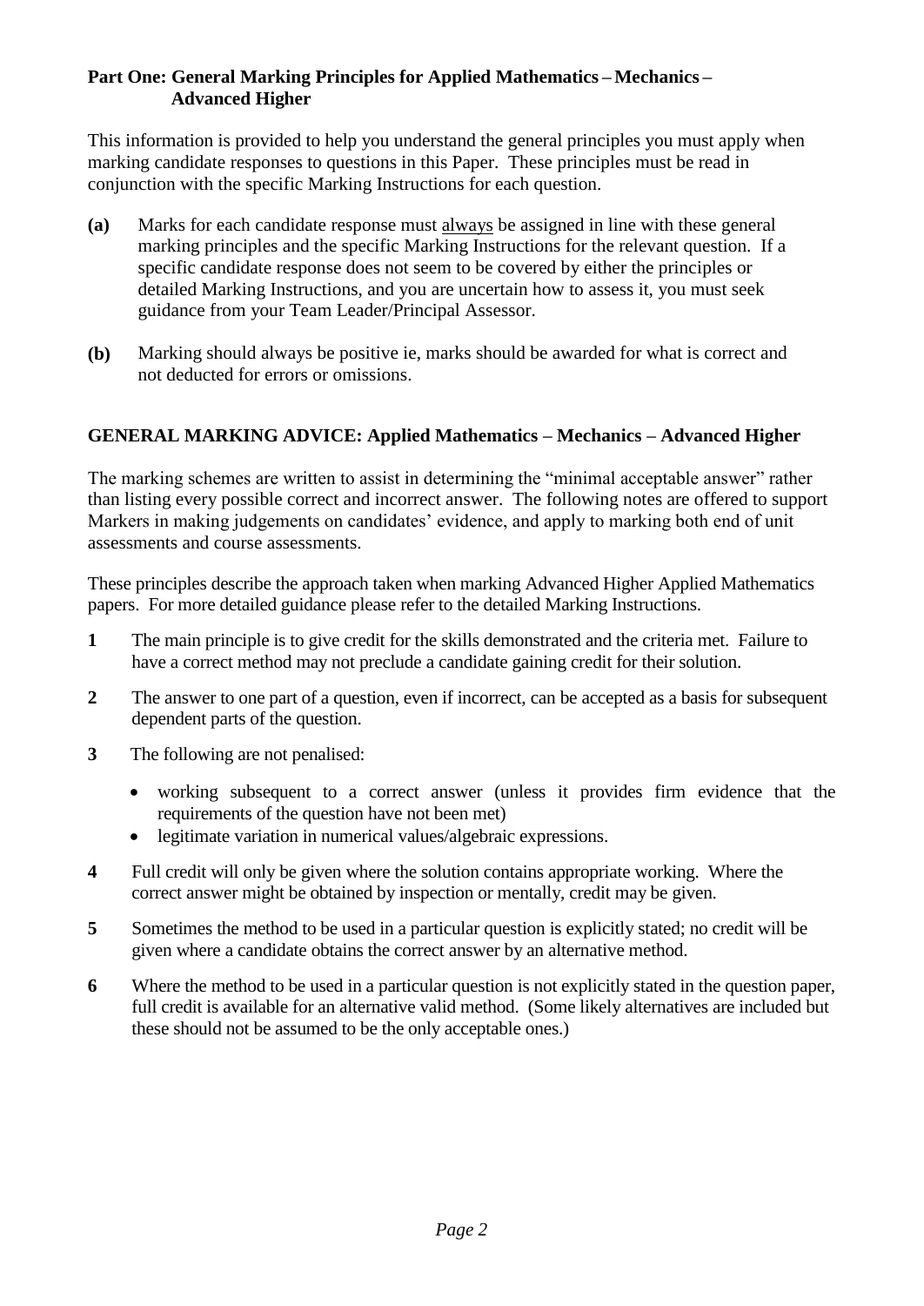**Part One: General Marking Principles for Applied Mathematics – Mechanics – Advanced Higher**

This information is provided to help you understand the general principles you must apply when marking candidate responses to questions in this Paper. These principles must be read in conjunction with the specific Marking Instructions for each question.

**(a)** Marks for each candidate response must always be assigned in line with these general marking principles and the specific Marking Instructions for the relevant question. If a specific candidate response does not seem to be covered by either the principles or detailed Marking Instructions, and you are uncertain how to assess it, you must seek guidance from your Team Leader/Principal Assessor.

**(b)** Marking should always be positive ie, marks should be awarded for what is correct and not deducted for errors or omissions.

**GENERAL MARKING ADVICE: Applied Mathematics – Mechanics – Advanced Higher**

The marking schemes are written to assist in determining the "minimal acceptable answer" rather than listing every possible correct and incorrect answer. The following notes are offered to support Markers in making judgements on candidates' evidence, and apply to marking both end of unit assessments and course assessments.

These principles describe the approach taken when marking Advanced Higher Applied Mathematics papers. For more detailed guidance please refer to the detailed Marking Instructions.

**1** The main principle is to give credit for the skills demonstrated and the criteria met. Failure to have a correct method may not preclude a candidate gaining credit for their solution.

**2** The answer to one part of a question, even if incorrect, can be accepted as a basis for subsequent dependent parts of the question.

**3** The following are not penalised:

- working subsequent to a correct answer (unless it provides firm evidence that the requirements of the question have not been met)
- legitimate variation in numerical values/algebraic expressions.

**4** Full credit will only be given where the solution contains appropriate working. Where the correct answer might be obtained by inspection or mentally, credit may be given.

**5** Sometimes the method to be used in a particular question is explicitly stated; no credit will be given where a candidate obtains the correct answer by an alternative method.

**6** Where the method to be used in a particular question is not explicitly stated in the question paper, full credit is available for an alternative valid method. (Some likely alternatives are included but these should not be assumed to be the only acceptable ones.)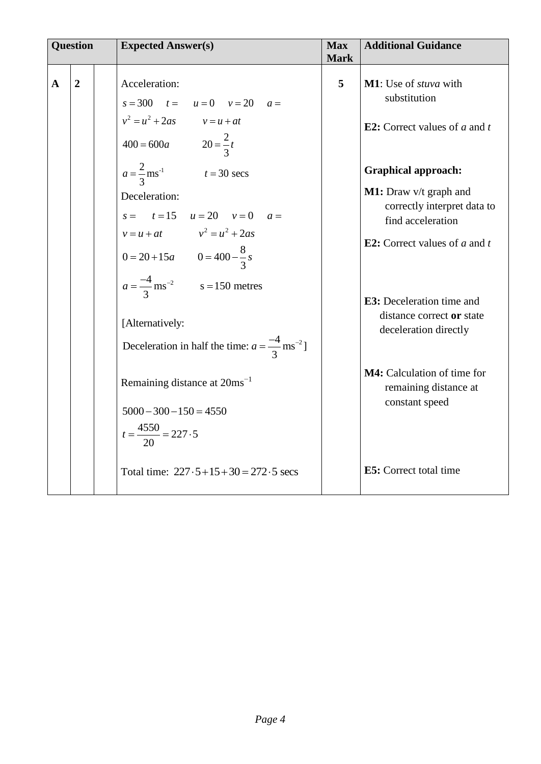| Question | | | Expected Answer(s) | Max Mark | Additional Guidance |
|---|---|---|---|---|---|
| A | 2 | | Acceleration:<br>$s = 300 \quad t = \quad u = 0 \quad v = 20 \quad a =$<br>$v^2 = u^2 + 2as \qquad v = u + at$<br>$400 = 600a \qquad 20 = \frac{2}{3}t$<br>$a = \frac{2}{3}\text{ms}^{-1} \qquad t = 30 \text{ secs}$<br>Deceleration:<br>$s = \quad t = 15 \quad u = 20 \quad v = 0 \quad a =$<br>$v = u + at \qquad v^2 = u^2 + 2as$<br>$0 = 20 + 15a \qquad 0 = 400 - \frac{8}{3}s$<br>$a = \frac{-4}{3}\text{ms}^{-2} \qquad \text{s} = 150 \text{ metres}$<br>[Alternatively:<br>Deceleration in half the time: $a = \frac{-4}{3}\text{ms}^{-2}$]<br>Remaining distance at $20\text{ms}^{-1}$<br>$5000 - 300 - 150 = 4550$<br>$t = \frac{4550}{20} = 227 \cdot 5$<br>Total time: $227 \cdot 5 + 15 + 30 = 272 \cdot 5$ secs | 5 | **M1**: Use of *stuva* with substitution<br>**E2:** Correct values of *a* and *t*<br>**Graphical approach:**<br>**M1:** Draw v/t graph and correctly interpret data to find acceleration<br>**E2:** Correct values of *a* and *t*<br>**E3:** Deceleration time and distance correct **or** state deceleration directly<br>**M4:** Calculation of time for remaining distance at constant speed<br>**E5:** Correct total time |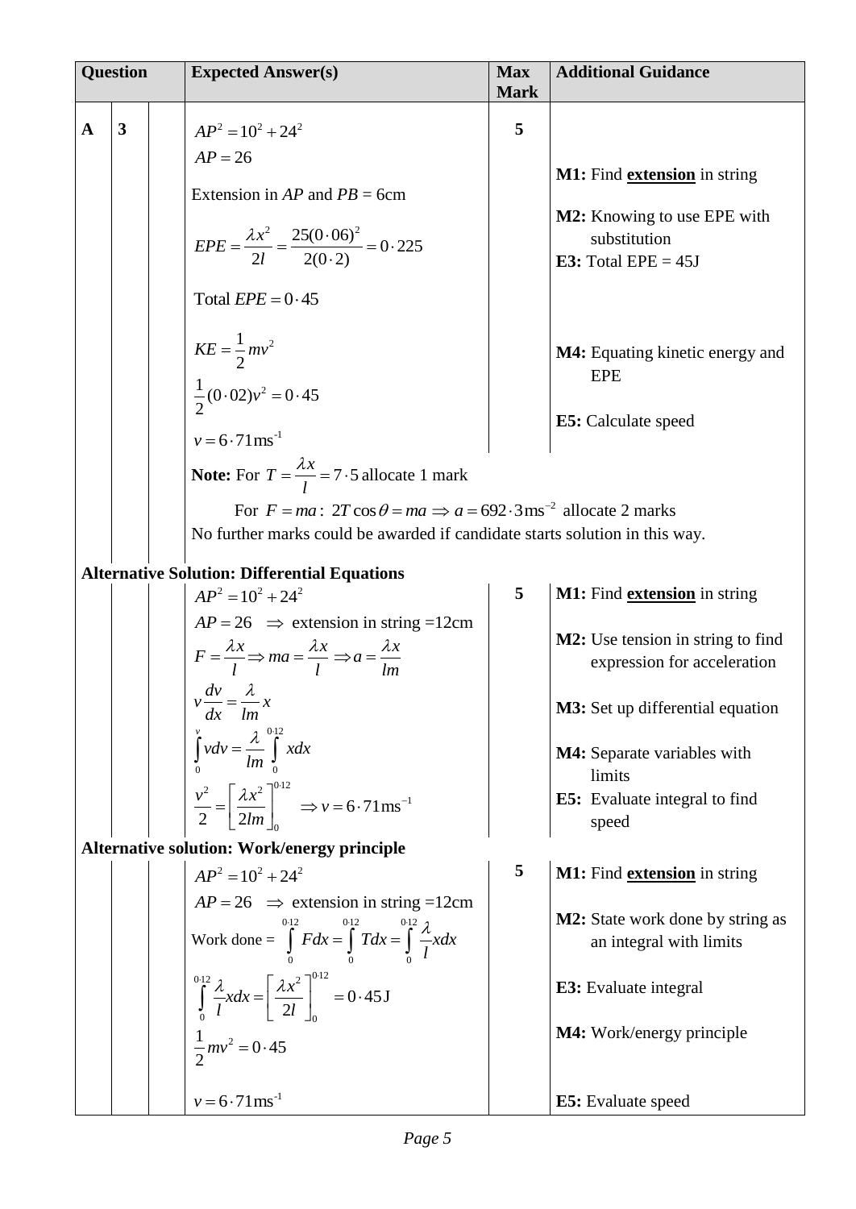| Question | | | Expected Answer(s) | Max Mark | Additional Guidance |
|---|---|---|---|---|---|
| A | 3 | | $AP^2 = 10^2 + 24^2$<br>$AP = 26$<br>Extension in *AP* and *PB* = 6cm<br>$EPE = \frac{\lambda x^2}{2l} = \frac{25(0\cdot06)^2}{2(0\cdot2)} = 0\cdot225$<br>Total $EPE = 0\cdot45$<br>$KE = \frac{1}{2}mv^2$<br>$\frac{1}{2}(0\cdot02)v^2 = 0\cdot45$<br>$v = 6\cdot71\text{ms}^{-1}$ | 5 | **M1:** Find **extension** in string<br>**M2:** Knowing to use EPE with substitution<br>**E3:** Total EPE = 45J<br>**M4:** Equating kinetic energy and EPE<br>**E5:** Calculate speed |
| | | | **Note:** For $T = \frac{\lambda x}{l} = 7\cdot5$ allocate 1 mark<br>For $F = ma$: $2T\cos\theta = ma \Rightarrow a = 692\cdot3\text{ms}^{-2}$ allocate 2 marks<br>No further marks could be awarded if candidate starts solution in this way. | | |
| **Alternative Solution: Differential Equations** | | | | | |
| | | | $AP^2 = 10^2 + 24^2$<br>$AP = 26 \Rightarrow$ extension in string =12cm<br>$F = \frac{\lambda x}{l} \Rightarrow ma = \frac{\lambda x}{l} \Rightarrow a = \frac{\lambda x}{lm}$<br>$v\frac{dv}{dx} = \frac{\lambda}{lm}x$<br>$\int_0^v v\,dv = \frac{\lambda}{lm}\int_0^{0\cdot12} x\,dx$<br>$\frac{v^2}{2} = \left[\frac{\lambda x^2}{2lm}\right]_0^{0\cdot12} \Rightarrow v = 6\cdot71\text{ms}^{-1}$ | 5 | **M1:** Find **extension** in string<br>**M2:** Use tension in string to find expression for acceleration<br>**M3:** Set up differential equation<br>**M4:** Separate variables with limits<br>**E5:** Evaluate integral to find speed |
| **Alternative solution: Work/energy principle** | | | | | |
| | | | $AP^2 = 10^2 + 24^2$<br>$AP = 26 \Rightarrow$ extension in string =12cm<br>Work done = $\int_0^{0\cdot12} F\,dx = \int_0^{0\cdot12} T\,dx = \int_0^{0\cdot12} \frac{\lambda}{l}x\,dx$<br>$\int_0^{0\cdot12} \frac{\lambda}{l}x\,dx = \left[\frac{\lambda x^2}{2l}\right]_0^{0\cdot12} = 0\cdot45\text{J}$<br>$\frac{1}{2}mv^2 = 0\cdot45$<br>$v = 6\cdot71\text{ms}^{-1}$ | 5 | **M1:** Find **extension** in string<br>**M2:** State work done by string as an integral with limits<br>**E3:** Evaluate integral<br>**M4:** Work/energy principle<br>**E5:** Evaluate speed |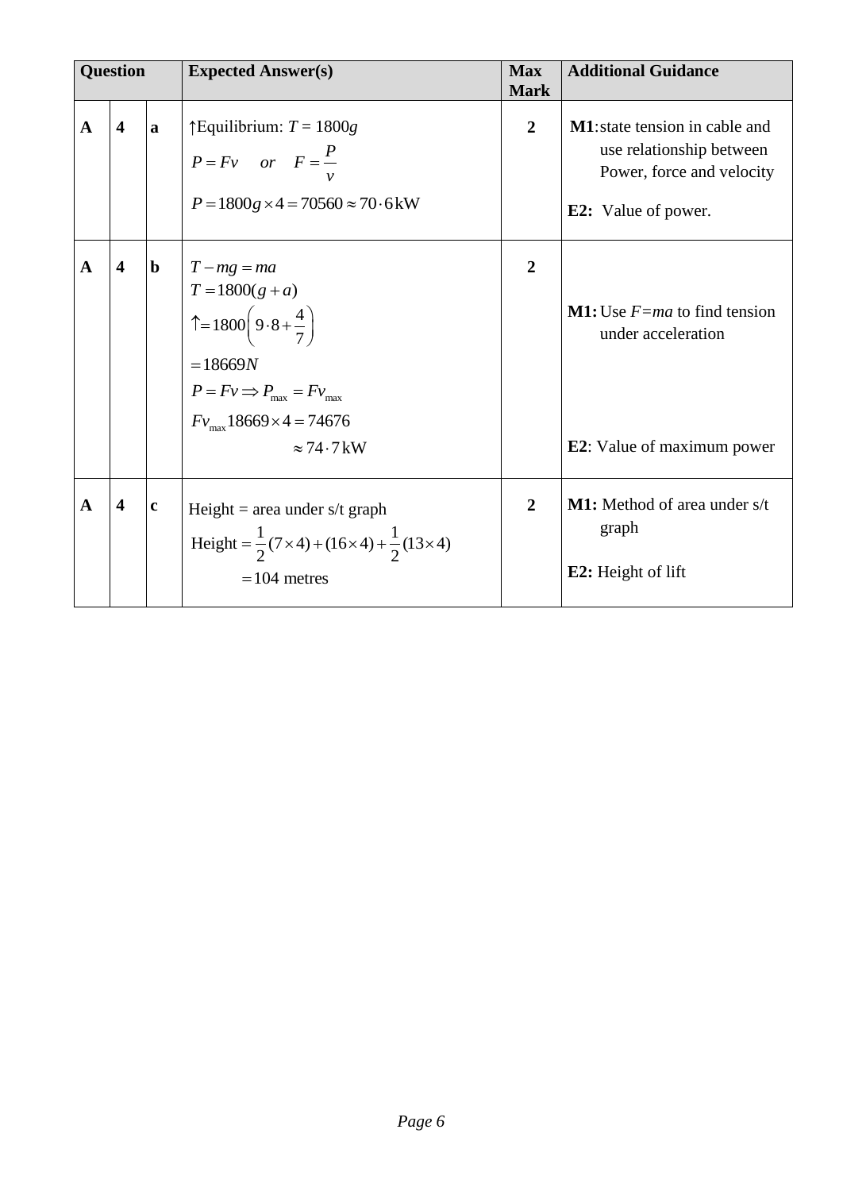| Question | | | Expected Answer(s) | Max Mark | Additional Guidance |
|---|---|---|---|---|---|
| **A** | **4** | **a** | ↑Equilibrium: $T = 1800g$ <br> $P = Fv \quad or \quad F = \frac{P}{v}$ <br> $P = 1800g \times 4 = 70560 \approx 70 \cdot 6\,\text{kW}$ | **2** | **M1**: state tension in cable and use relationship between Power, force and velocity <br> **E2:** Value of power. |
| **A** | **4** | **b** | $T - mg = ma$ <br> $T = 1800(g + a)$ <br> $\uparrow = 1800\left(9 \cdot 8 + \frac{4}{7}\right)$ <br> $= 18669N$ <br> $P = Fv \Rightarrow P_{\max} = Fv_{\max}$ <br> $Fv_{\max} 18669 \times 4 = 74676$ <br> $\approx 74 \cdot 7\,\text{kW}$ | **2** | **M1:** Use $F=ma$ to find tension under acceleration <br> **E2**: Value of maximum power |
| **A** | **4** | **c** | Height = area under s/t graph <br> $\text{Height} = \frac{1}{2}(7 \times 4) + (16 \times 4) + \frac{1}{2}(13 \times 4)$ <br> $= 104$ metres | **2** | **M1:** Method of area under s/t graph <br> **E2:** Height of lift |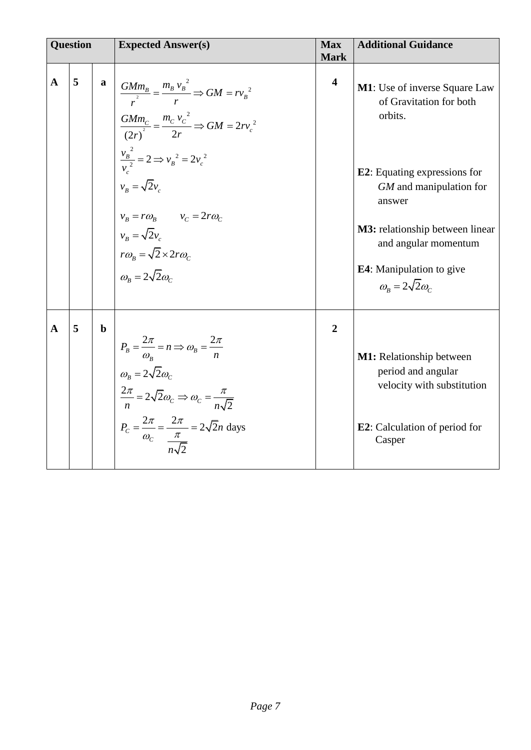| Question | | | Expected Answer(s) | Max Mark | Additional Guidance |
|---|---|---|---|---|---|
| A | 5 | a | $\frac{GMm_B}{r^2} = \frac{m_B v_B^{\ 2}}{r} \Rightarrow GM = rv_B^{\ 2}$ <br> $\frac{GMm_C}{(2r)^2} = \frac{m_C v_C^{\ 2}}{2r} \Rightarrow GM = 2rv_c^{\ 2}$ <br> $\frac{v_B^{\ 2}}{v_c^{\ 2}} = 2 \Rightarrow v_B^{\ 2} = 2v_c^{\ 2}$ <br> $v_B = \sqrt{2}v_c$ <br> $v_B = r\omega_B \qquad v_C = 2r\omega_C$ <br> $v_B = \sqrt{2}v_c$ <br> $r\omega_B = \sqrt{2} \times 2r\omega_C$ <br> $\omega_B = 2\sqrt{2}\omega_C$ | 4 | **M1**: Use of inverse Square Law of Gravitation for both orbits. <br><br> **E2**: Equating expressions for *GM* and manipulation for answer <br><br> **M3:** relationship between linear and angular momentum <br><br> **E4**: Manipulation to give $\omega_B = 2\sqrt{2}\omega_C$ |
| A | 5 | b | $P_B = \frac{2\pi}{\omega_B} = n \Rightarrow \omega_B = \frac{2\pi}{n}$ <br> $\omega_B = 2\sqrt{2}\omega_C$ <br> $\frac{2\pi}{n} = 2\sqrt{2}\omega_C \Rightarrow \omega_C = \frac{\pi}{n\sqrt{2}}$ <br> $P_C = \frac{2\pi}{\omega_C} = \frac{2\pi}{\frac{\pi}{n\sqrt{2}}} = 2\sqrt{2}n$ days | 2 | **M1:** Relationship between period and angular velocity with substitution <br><br> **E2**: Calculation of period for Casper |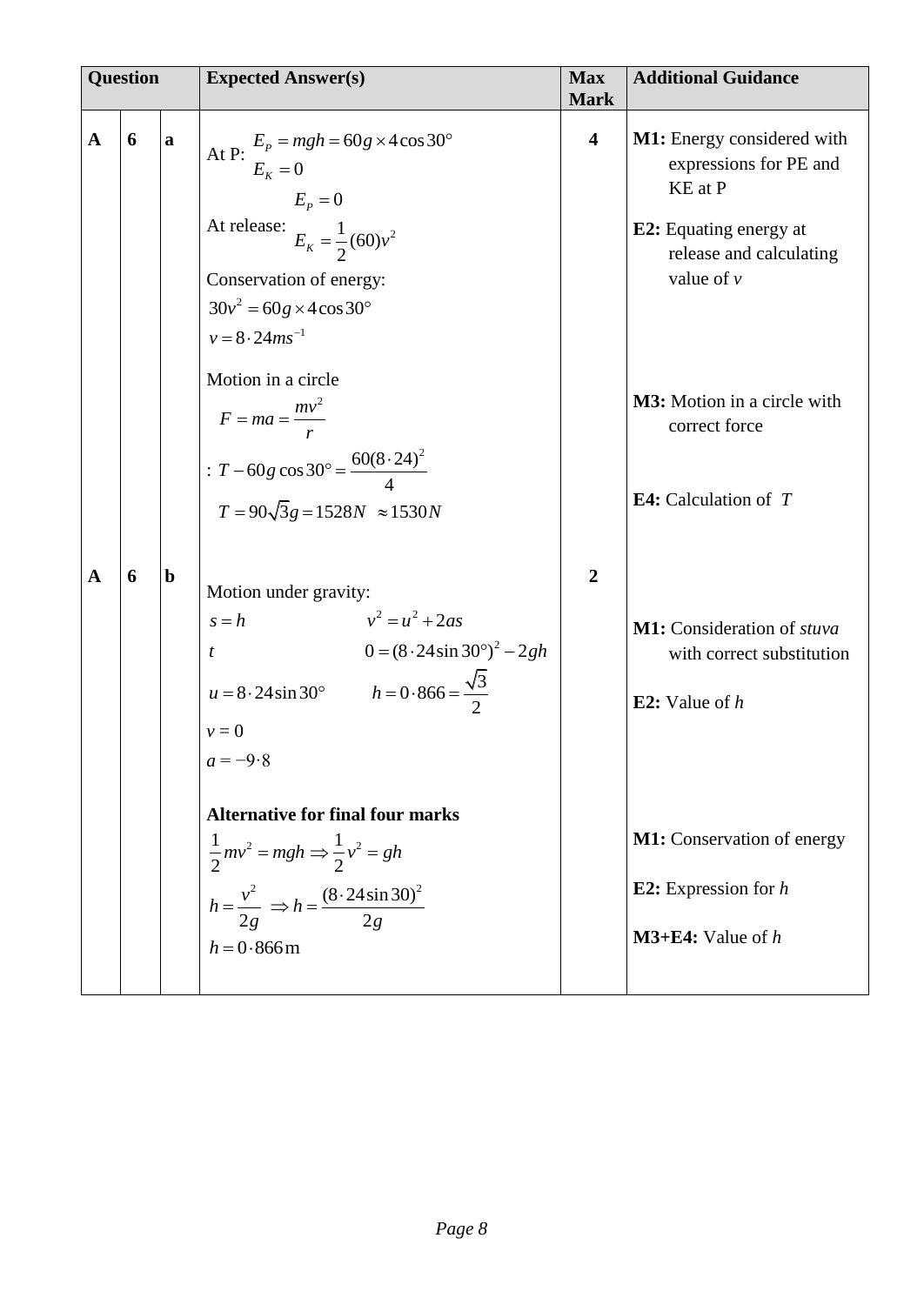| Question | | | Expected Answer(s) | Max Mark | Additional Guidance |
|---|---|---|---|---|---|
| A | 6 | a | At P: $E_P = mgh = 60g \times 4\cos 30°$ <br> $E_K = 0$ <br> At release: $E_P = 0$ <br> $E_K = \frac{1}{2}(60)v^2$ <br> Conservation of energy: <br> $30v^2 = 60g \times 4\cos 30°$ <br> $v = 8 \cdot 24ms^{-1}$ <br><br> Motion in a circle <br> $F = ma = \frac{mv^2}{r}$ <br> : $T - 60g\cos 30° = \frac{60(8\cdot 24)^2}{4}$ <br> $T = 90\sqrt{3}g = 1528N \approx 1530N$ | 4 | **M1:** Energy considered with expressions for PE and KE at P <br><br> **E2:** Equating energy at release and calculating value of $v$ <br><br> **M3:** Motion in a circle with correct force <br><br> **E4:** Calculation of $T$ |
| A | 6 | b | Motion under gravity: <br> $s = h$ <br> $t$ <br> $u = 8\cdot 24\sin 30°$ <br> $v = 0$ <br> $a = -9\cdot 8$ <br> $v^2 = u^2 + 2as$ <br> $0 = (8\cdot 24\sin 30°)^2 - 2gh$ <br> $h = 0\cdot 866 = \frac{\sqrt{3}}{2}$ <br><br> **Alternative for final four marks** <br> $\frac{1}{2}mv^2 = mgh \Rightarrow \frac{1}{2}v^2 = gh$ <br> $h = \frac{v^2}{2g} \Rightarrow h = \frac{(8\cdot 24\sin 30)^2}{2g}$ <br> $h = 0\cdot 866\text{m}$ | 2 | **M1:** Consideration of *stuva* with correct substitution <br><br> **E2:** Value of $h$ <br><br> **M1:** Conservation of energy <br><br> **E2:** Expression for $h$ <br><br> **M3+E4:** Value of $h$ |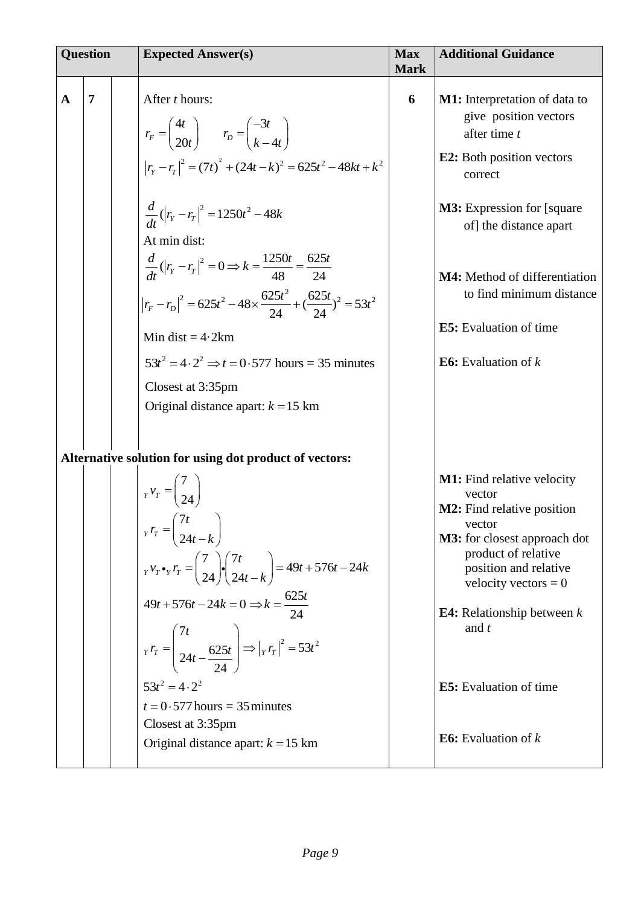| Question | | | Expected Answer(s) | Max Mark | Additional Guidance |
|---|---|---|---|---|---|
| **A** | **7** | | After $t$ hours: <br> $r_F = \begin{pmatrix} 4t \\ 20t \end{pmatrix} \qquad r_D = \begin{pmatrix} -3t \\ k-4t \end{pmatrix}$ <br> $\lvert r_Y - r_T \rvert^2 = (7t)^2 + (24t-k)^2 = 625t^2 - 48kt + k^2$ <br><br> $\frac{d}{dt}(\lvert r_Y - r_T \rvert^2 = 1250t^2 - 48k$ <br> At min dist: <br> $\frac{d}{dt}(\lvert r_Y - r_T \rvert^2 = 0 \Rightarrow k = \frac{1250t}{48} = \frac{625t}{24}$ <br> $\lvert r_F - r_D \rvert^2 = 625t^2 - 48 \times \frac{625t^2}{24} + (\frac{625t}{24})^2 = 53t^2$ <br> Min dist $= 4 \cdot 2$km <br> $53t^2 = 4 \cdot 2^2 \Rightarrow t = 0 \cdot 577$ hours = 35 minutes <br> Closest at 3:35pm <br> Original distance apart: $k = 15$ km | **6** | **M1:** Interpretation of data to give position vectors after time $t$ <br> **E2:** Both position vectors correct <br> **M3:** Expression for [square of] the distance apart <br> **M4:** Method of differentiation to find minimum distance <br> **E5:** Evaluation of time <br> **E6:** Evaluation of $k$ |
| **Alternative solution for using dot product of vectors:** | | | | | |
| | | | ${}_Y v_T = \begin{pmatrix} 7 \\ 24 \end{pmatrix}$ <br> ${}_Y r_T = \begin{pmatrix} 7t \\ 24t-k \end{pmatrix}$ <br> ${}_Y v_T \bullet {}_Y r_T = \begin{pmatrix} 7 \\ 24 \end{pmatrix} \bullet \begin{pmatrix} 7t \\ 24t-k \end{pmatrix} = 49t + 576t - 24k$ <br> $49t + 576t - 24k = 0 \Rightarrow k = \frac{625t}{24}$ <br> ${}_Y r_T = \begin{pmatrix} 7t \\ 24t - \frac{625t}{24} \end{pmatrix} \Rightarrow \lvert {}_Y r_T \rvert^2 = 53t^2$ <br> $53t^2 = 4 \cdot 2^2$ <br> $t = 0 \cdot 577$ hours = 35 minutes <br> Closest at 3:35pm <br> Original distance apart: $k = 15$ km | | **M1:** Find relative velocity vector <br> **M2:** Find relative position vector <br> **M3:** for closest approach dot product of relative position and relative velocity vectors = 0 <br> **E4:** Relationship between $k$ and $t$ <br> **E5:** Evaluation of time <br> **E6:** Evaluation of $k$ |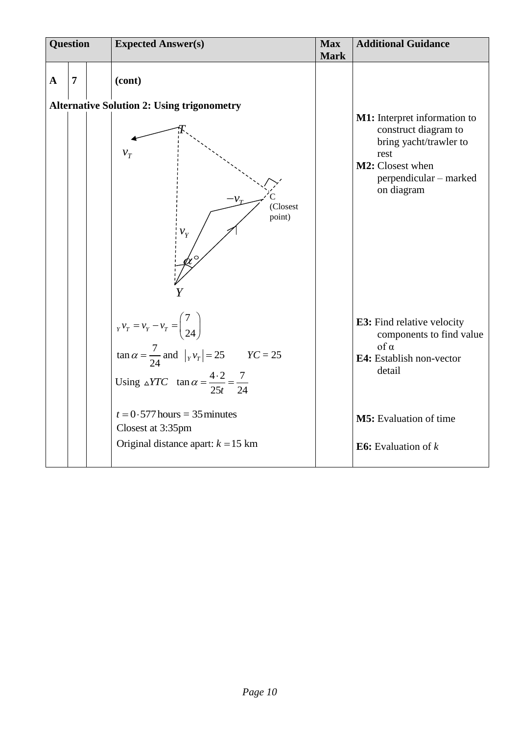| Question | | | Expected Answer(s) | Max Mark | Additional Guidance |
|---|---|---|---|---|---|
| A | 7 | | (cont) | | |

**Alternative Solution 2: Using trigonometry**

| | | | | | |
|---|---|---|---|---|---|
| | | | $T$, $v_T$, $-v_T$, $v_Y$, $\alpha°$, $Y$, C (Closest point) | | **M1:** Interpret information to construct diagram to bring yacht/trawler to rest<br>**M2:** Closest when perpendicular – marked on diagram |
| | | | ${}_Y v_T = v_Y - v_T = \begin{pmatrix} 7 \\ 24 \end{pmatrix}$<br>$\tan\alpha = \dfrac{7}{24}$ and $\lvert {}_Y v_T \rvert = 25$ $YC = 25$<br>Using $\triangle YTC$ $\tan\alpha = \dfrac{4 \cdot 2}{25t} = \dfrac{7}{24}$ | | **E3:** Find relative velocity components to find value of α<br>**E4:** Establish non-vector detail |
| | | | $t = 0 \cdot 577$ hours = 35 minutes<br>Closest at 3:35pm<br>Original distance apart: $k = 15$ km | | **M5:** Evaluation of time<br><br>**E6:** Evaluation of $k$ |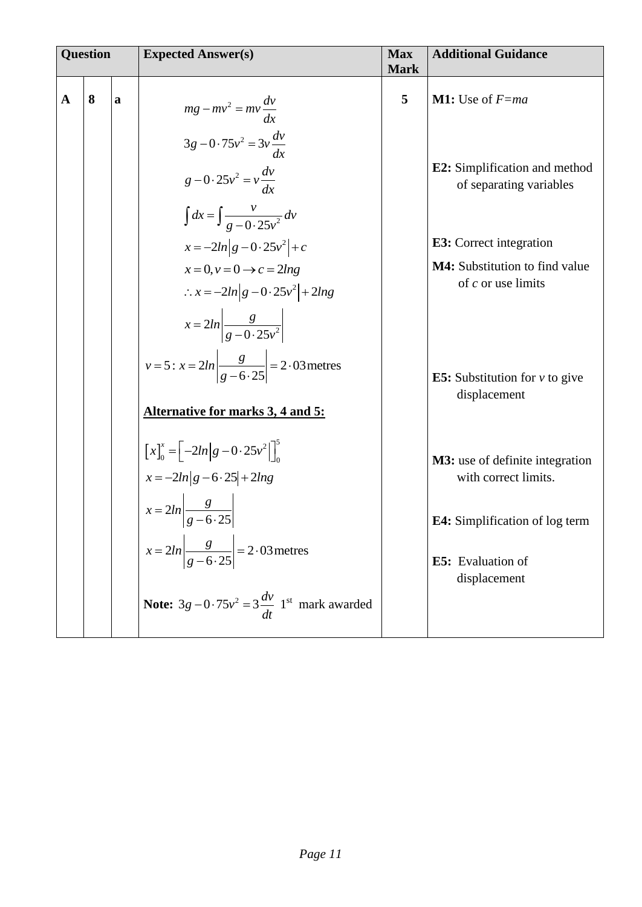| Question | | | Expected Answer(s) | Max Mark | Additional Guidance |
|---|---|---|---|---|---|
| A | 8 | a | $mg - mv^2 = mv\dfrac{dv}{dx}$<br>$3g - 0\cdot 75v^2 = 3v\dfrac{dv}{dx}$<br>$g - 0\cdot 25v^2 = v\dfrac{dv}{dx}$<br>$\int dx = \int \dfrac{v}{g - 0\cdot 25v^2}\,dv$<br>$x = -2ln\left\|g - 0\cdot 25v^2\right\| + c$<br>$x = 0, v = 0 \rightarrow c = 2lng$<br>$\therefore x = -2ln\left\|g - 0\cdot 25v^2\right\| + 2lng$<br>$x = 2ln\left\|\dfrac{g}{g - 0\cdot 25v^2}\right\|$<br>$v = 5: x = 2ln\left\|\dfrac{g}{g - 6\cdot 25}\right\| = 2\cdot 03\text{metres}$<br><br>**Alternative for marks 3, 4 and 5:**<br><br>$\left[x\right]_0^x = \left[-2ln\left\|g - 0\cdot 25v^2\right\|\right]_0^5$<br>$x = -2ln\left\|g - 6\cdot 25\right\| + 2lng$<br>$x = 2ln\left\|\dfrac{g}{g - 6\cdot 25}\right\|$<br>$x = 2ln\left\|\dfrac{g}{g - 6\cdot 25}\right\| = 2\cdot 03\text{metres}$<br><br>**Note:** $3g - 0\cdot 75v^2 = 3\dfrac{dv}{dt}$ 1st mark awarded | 5 | **M1:** Use of *F=ma*<br><br>**E2:** Simplification and method of separating variables<br><br>**E3:** Correct integration<br>**M4:** Substitution to find value of *c* or use limits<br><br>**E5:** Substitution for *v* to give displacement<br><br>**M3:** use of definite integration with correct limits.<br><br>**E4:** Simplification of log term<br><br>**E5:** Evaluation of displacement |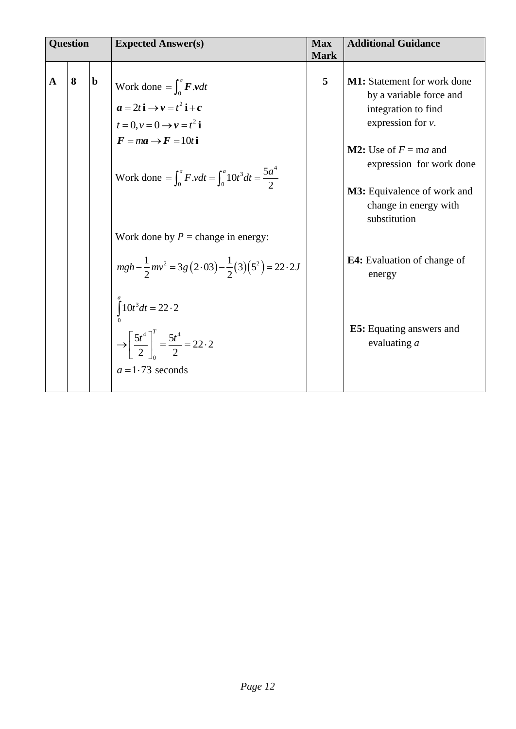| Question | | | Expected Answer(s) | Max Mark | Additional Guidance |
|---|---|---|---|---|---|
| A | 8 | b | Work done $= \int_0^a \boldsymbol{F}.\boldsymbol{v}dt$ <br> $\boldsymbol{a} = 2t\,\mathbf{i} \rightarrow \boldsymbol{v} = t^2\,\mathbf{i} + \boldsymbol{c}$ <br> $t = 0, v = 0 \rightarrow \boldsymbol{v} = t^2\,\mathbf{i}$ <br> $\boldsymbol{F} = m\boldsymbol{a} \rightarrow \boldsymbol{F} = 10t\,\mathbf{i}$ <br><br> Work done $= \int_0^a F.vdt = \int_0^a 10t^3 dt = \dfrac{5a^4}{2}$ <br><br> Work done by $P$ = change in energy: <br> $mgh - \dfrac{1}{2}mv^2 = 3g(2\cdot03) - \dfrac{1}{2}(3)(5^2) = 22\cdot2J$ <br><br> $\int_0^a 10t^3 dt = 22\cdot2$ <br> $\rightarrow \left[\dfrac{5t^4}{2}\right]_0^T = \dfrac{5t^4}{2} = 22\cdot2$ <br> $a = 1\cdot73$ seconds | 5 | **M1:** Statement for work done by a variable force and integration to find expression for $v$. <br><br> **M2:** Use of $F = ma$ and expression for work done <br><br> **M3:** Equivalence of work and change in energy with substitution <br><br> **E4:** Evaluation of change of energy <br><br> **E5:** Equating answers and evaluating $a$ |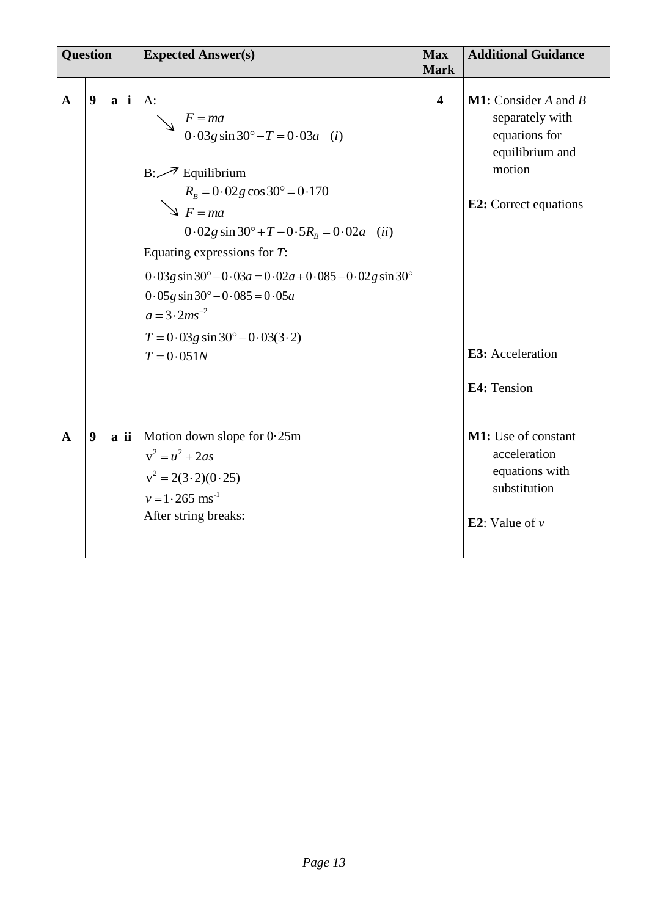| Question | | | Expected Answer(s) | Max Mark | Additional Guidance |
|---|---|---|---|---|---|
| A | 9 | a i | A: <br> ↘ $F = ma$ <br> $0 \cdot 03g \sin 30° - T = 0 \cdot 03a \quad (i)$ <br><br> B: ↗ Equilibrium <br> $R_B = 0 \cdot 02g \cos 30° = 0 \cdot 170$ <br> ↘ $F = ma$ <br> $0 \cdot 02g \sin 30° + T - 0 \cdot 5R_B = 0 \cdot 02a \quad (ii)$ <br> Equating expressions for $T$: <br> $0 \cdot 03g \sin 30° - 0 \cdot 03a = 0 \cdot 02a + 0 \cdot 085 - 0 \cdot 02g \sin 30°$ <br> $0 \cdot 05g \sin 30° - 0 \cdot 085 = 0 \cdot 05a$ <br> $a = 3 \cdot 2ms^{-2}$ <br> $T = 0 \cdot 03g \sin 30° - 0 \cdot 03(3 \cdot 2)$ <br> $T = 0 \cdot 051N$ | 4 | **M1:** Consider *A* and *B* separately with equations for equilibrium and motion <br><br> **E2:** Correct equations <br><br> **E3:** Acceleration <br><br> **E4:** Tension |
| A | 9 | a ii | Motion down slope for 0·25m <br> $v^2 = u^2 + 2as$ <br> $v^2 = 2(3 \cdot 2)(0 \cdot 25)$ <br> $v = 1 \cdot 265 \text{ ms}^{-1}$ <br> After string breaks: | | **M1:** Use of constant acceleration equations with substitution <br><br> **E2**: Value of $v$ |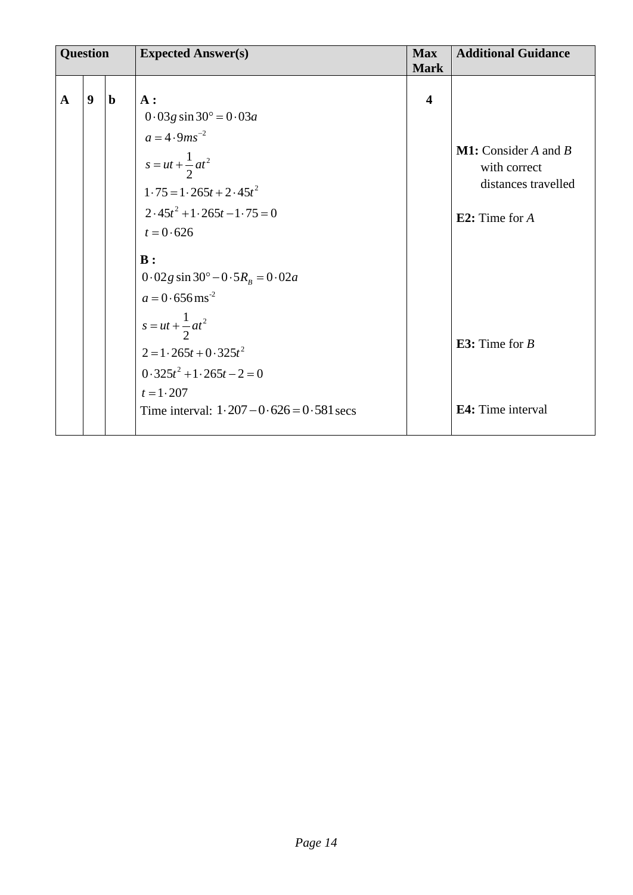| Question | | | Expected Answer(s) | Max Mark | Additional Guidance |
|---|---|---|---|---|---|
| A | 9 | b | **A :** <br> $0 \cdot 03g\sin 30° = 0 \cdot 03a$ <br> $a = 4 \cdot 9ms^{-2}$ <br> $s = ut + \frac{1}{2}at^2$ <br> $1 \cdot 75 = 1 \cdot 265t + 2 \cdot 45t^2$ <br> $2 \cdot 45t^2 + 1 \cdot 265t - 1 \cdot 75 = 0$ <br> $t = 0 \cdot 626$ <br> **B :** <br> $0 \cdot 02g\sin 30° - 0 \cdot 5R_B = 0 \cdot 02a$ <br> $a = 0 \cdot 656\,\text{ms}^{-2}$ <br> $s = ut + \frac{1}{2}at^2$ <br> $2 = 1 \cdot 265t + 0 \cdot 325t^2$ <br> $0 \cdot 325t^2 + 1 \cdot 265t - 2 = 0$ <br> $t = 1 \cdot 207$ <br> Time interval: $1 \cdot 207 - 0 \cdot 626 = 0 \cdot 581\,\text{secs}$ | 4 | **M1:** Consider *A* and *B* with correct distances travelled <br> **E2:** Time for *A* <br> **E3:** Time for *B* <br> **E4:** Time interval |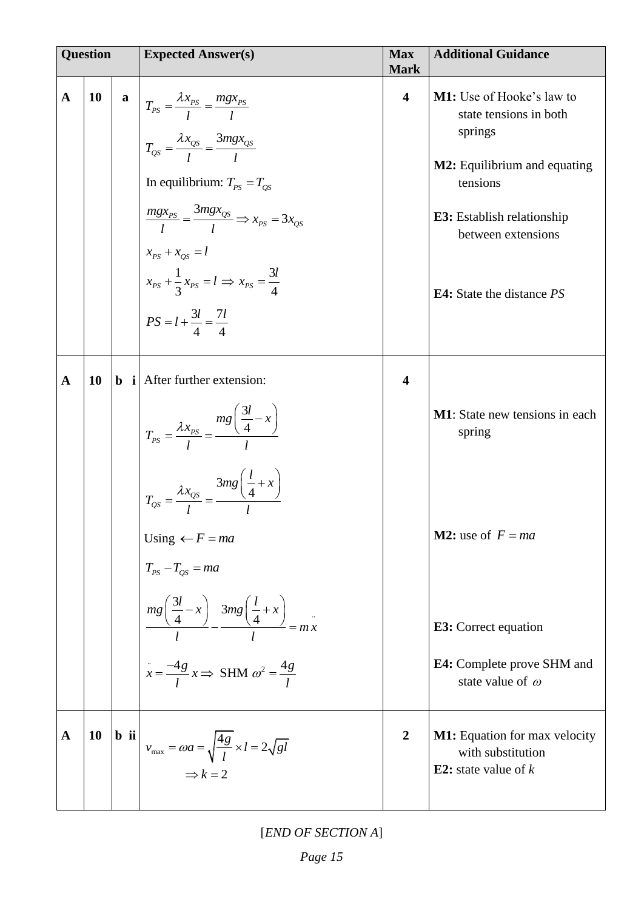| Question | | | Expected Answer(s) | Max Mark | Additional Guidance |
|---|---|---|---|---|---|
| A | 10 | a | $T_{PS} = \dfrac{\lambda x_{PS}}{l} = \dfrac{mgx_{PS}}{l}$ <br> $T_{QS} = \dfrac{\lambda x_{QS}}{l} = \dfrac{3mgx_{QS}}{l}$ <br> In equilibrium: $T_{PS} = T_{QS}$ <br> $\dfrac{mgx_{PS}}{l} = \dfrac{3mgx_{QS}}{l} \Rightarrow x_{PS} = 3x_{QS}$ <br> $x_{PS} + x_{QS} = l$ <br> $x_{PS} + \dfrac{1}{3}x_{PS} = l \Rightarrow x_{PS} = \dfrac{3l}{4}$ <br> $PS = l + \dfrac{3l}{4} = \dfrac{7l}{4}$ | 4 | **M1:** Use of Hooke's law to state tensions in both springs <br> **M2:** Equilibrium and equating tensions <br> **E3:** Establish relationship between extensions <br> **E4:** State the distance *PS* |
| A | 10 | b i | After further extension: <br> $T_{PS} = \dfrac{\lambda x_{PS}}{l} = \dfrac{mg\left(\dfrac{3l}{4} - x\right)}{l}$ <br> $T_{QS} = \dfrac{\lambda x_{QS}}{l} = \dfrac{3mg\left(\dfrac{l}{4} + x\right)}{l}$ <br> Using $\leftarrow F = ma$ <br> $T_{PS} - T_{QS} = ma$ <br> $\dfrac{mg\left(\dfrac{3l}{4} - x\right)}{l} - \dfrac{3mg\left(\dfrac{l}{4} + x\right)}{l} = m\ddot{x}$ <br> $\ddot{x} = \dfrac{-4g}{l}x \Rightarrow$ SHM $\omega^2 = \dfrac{4g}{l}$ | 4 | **M1**: State new tensions in each spring <br> **M2:** use of $F = ma$ <br> **E3:** Correct equation <br> **E4:** Complete prove SHM and state value of $\omega$ |
| A | 10 | b ii | $v_{\max} = \omega a = \sqrt{\dfrac{4g}{l}} \times l = 2\sqrt{gl}$ <br> $\Rightarrow k = 2$ | 2 | **M1:** Equation for max velocity with substitution <br> **E2:** state value of *k* |

[*END OF SECTION A*]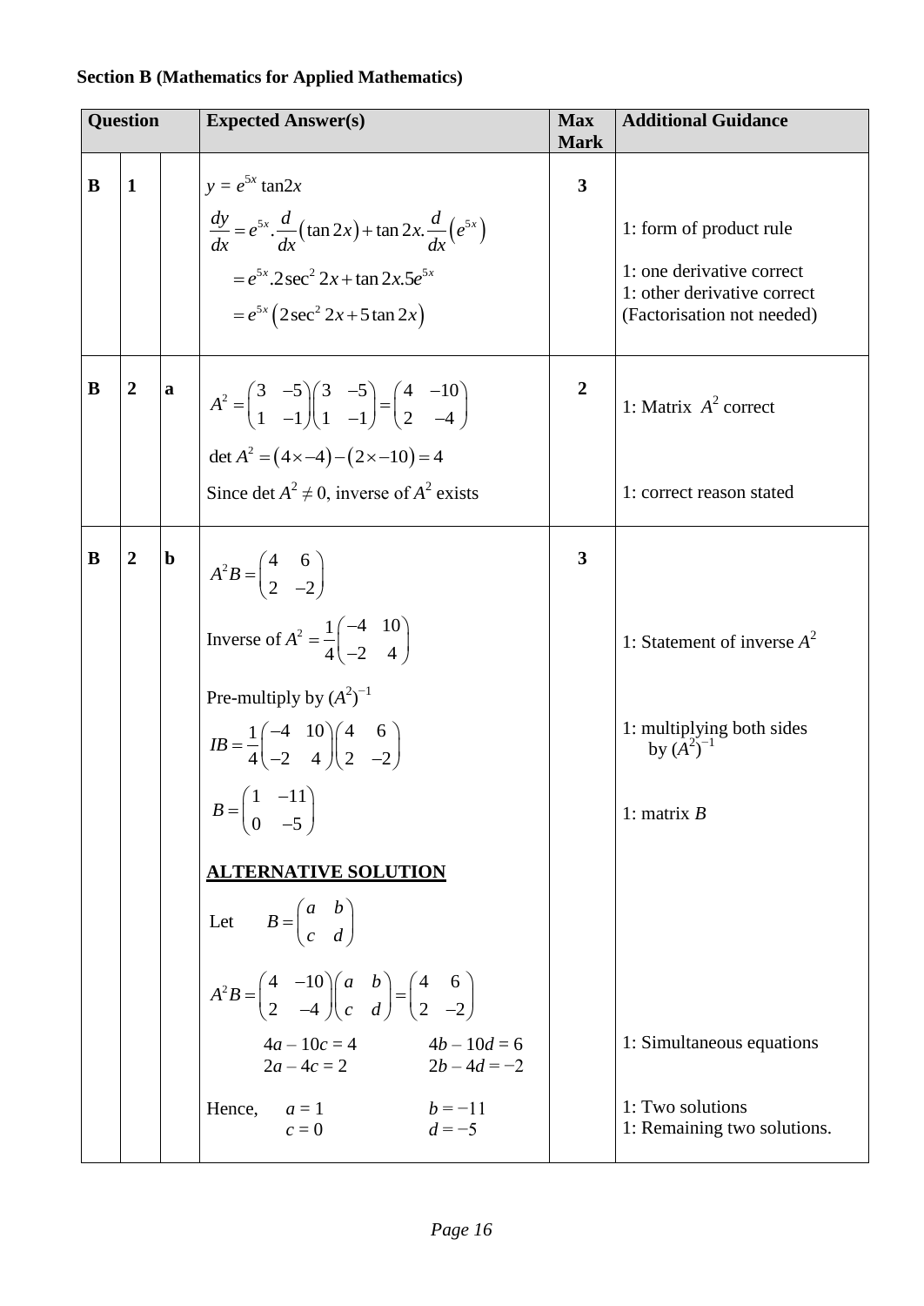**Section B (Mathematics for Applied Mathematics)**

| Question | | | Expected Answer(s) | Max Mark | Additional Guidance |
|---|---|---|---|---|---|
| **B** | **1** | | $y = e^{5x}\tan 2x$ <br> $\dfrac{dy}{dx} = e^{5x}.\dfrac{d}{dx}\left(\tan 2x\right) + \tan 2x.\dfrac{d}{dx}\left(e^{5x}\right)$ <br> $= e^{5x}.2\sec^2 2x + \tan 2x.5e^{5x}$ <br> $= e^{5x}\left(2\sec^2 2x + 5\tan 2x\right)$ | **3** | 1: form of product rule <br><br> 1: one derivative correct <br> 1: other derivative correct <br> (Factorisation not needed) |
| **B** | **2** | **a** | $A^2 = \begin{pmatrix} 3 & -5 \\ 1 & -1 \end{pmatrix}\begin{pmatrix} 3 & -5 \\ 1 & -1 \end{pmatrix} = \begin{pmatrix} 4 & -10 \\ 2 & -4 \end{pmatrix}$ <br> $\det A^2 = (4 \times -4) - (2 \times -10) = 4$ <br> Since $\det A^2 \neq 0$, inverse of $A^2$ exists | **2** | 1: Matrix $A^2$ correct <br><br> 1: correct reason stated |
| **B** | **2** | **b** | $A^2B = \begin{pmatrix} 4 & 6 \\ 2 & -2 \end{pmatrix}$ <br> Inverse of $A^2 = \dfrac{1}{4}\begin{pmatrix} -4 & 10 \\ -2 & 4 \end{pmatrix}$ <br> Pre-multiply by $(A^2)^{-1}$ <br> $IB = \dfrac{1}{4}\begin{pmatrix} -4 & 10 \\ -2 & 4 \end{pmatrix}\begin{pmatrix} 4 & 6 \\ 2 & -2 \end{pmatrix}$ <br> $B = \begin{pmatrix} 1 & -11 \\ 0 & -5 \end{pmatrix}$ <br><br> **ALTERNATIVE SOLUTION** <br> Let $B = \begin{pmatrix} a & b \\ c & d \end{pmatrix}$ <br> $A^2B = \begin{pmatrix} 4 & -10 \\ 2 & -4 \end{pmatrix}\begin{pmatrix} a & b \\ c & d \end{pmatrix} = \begin{pmatrix} 4 & 6 \\ 2 & -2 \end{pmatrix}$ <br> $4a - 10c = 4$ &nbsp;&nbsp; $4b - 10d = 6$ <br> $2a - 4c = 2$ &nbsp;&nbsp; $2b - 4d = -2$ <br> Hence, $a = 1$ &nbsp;&nbsp; $b = -11$ <br> $c = 0$ &nbsp;&nbsp; $d = -5$ | **3** | 1: Statement of inverse $A^2$ <br><br> 1: multiplying both sides by $(A^2)^{-1}$ <br><br> 1: matrix $B$ <br><br><br><br> 1: Simultaneous equations <br><br> 1: Two solutions <br> 1: Remaining two solutions. |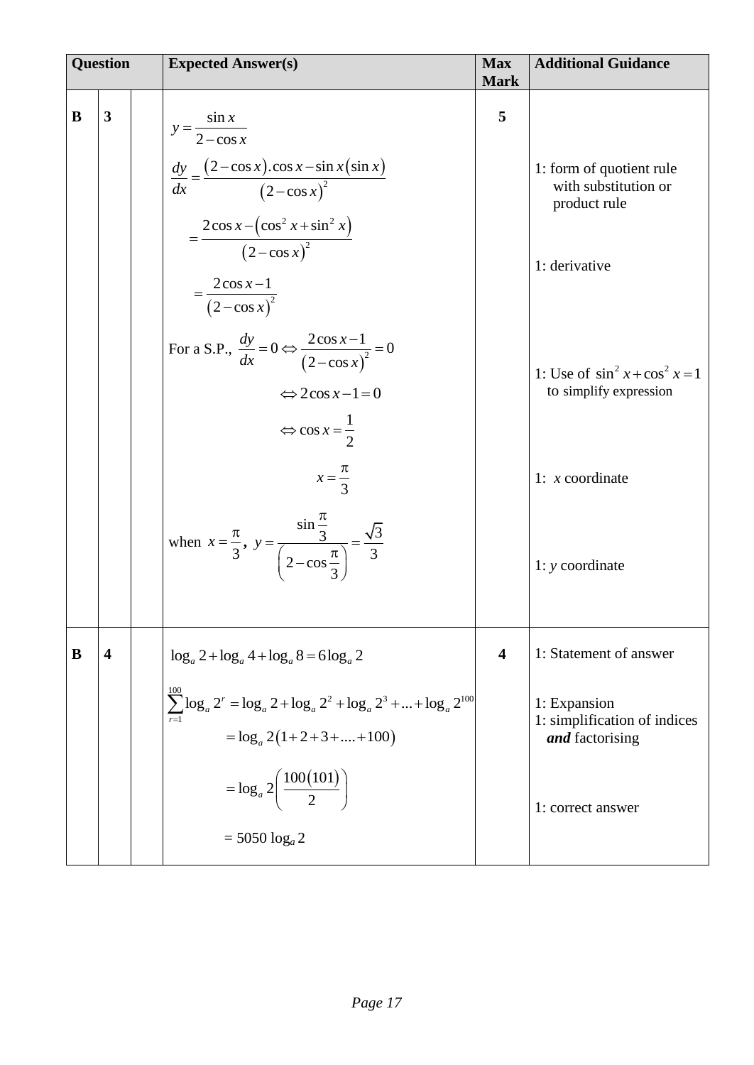| Question | | | Expected Answer(s) | Max Mark | Additional Guidance |
|---|---|---|---|---|---|
| B | 3 | | $y=\dfrac{\sin x}{2-\cos x}$ <br> $\dfrac{dy}{dx}=\dfrac{(2-\cos x).\cos x-\sin x(\sin x)}{(2-\cos x)^2}$ <br> $=\dfrac{2\cos x-(\cos^2 x+\sin^2 x)}{(2-\cos x)^2}$ <br> $=\dfrac{2\cos x-1}{(2-\cos x)^2}$ <br> For a S.P., $\dfrac{dy}{dx}=0\Leftrightarrow\dfrac{2\cos x-1}{(2-\cos x)^2}=0$ <br> $\Leftrightarrow 2\cos x-1=0$ <br> $\Leftrightarrow \cos x=\dfrac{1}{2}$ <br> $x=\dfrac{\pi}{3}$ <br> when $x=\dfrac{\pi}{3}$, $y=\dfrac{\sin\dfrac{\pi}{3}}{\left(2-\cos\dfrac{\pi}{3}\right)}=\dfrac{\sqrt{3}}{3}$ | 5 | 1: form of quotient rule with substitution or product rule <br> 1: derivative <br> 1: Use of $\sin^2 x+\cos^2 x=1$ to simplify expression <br> 1: $x$ coordinate <br> 1: $y$ coordinate |
| B | 4 | | $\log_a 2+\log_a 4+\log_a 8=6\log_a 2$ <br> $\sum_{r=1}^{100}\log_a 2^r=\log_a 2+\log_a 2^2+\log_a 2^3+...+\log_a 2^{100}$ <br> $=\log_a 2(1+2+3+....+100)$ <br> $=\log_a 2\left(\dfrac{100(101)}{2}\right)$ <br> $=5050\log_a 2$ | 4 | 1: Statement of answer <br> 1: Expansion <br> 1: simplification of indices ***and*** factorising <br> 1: correct answer |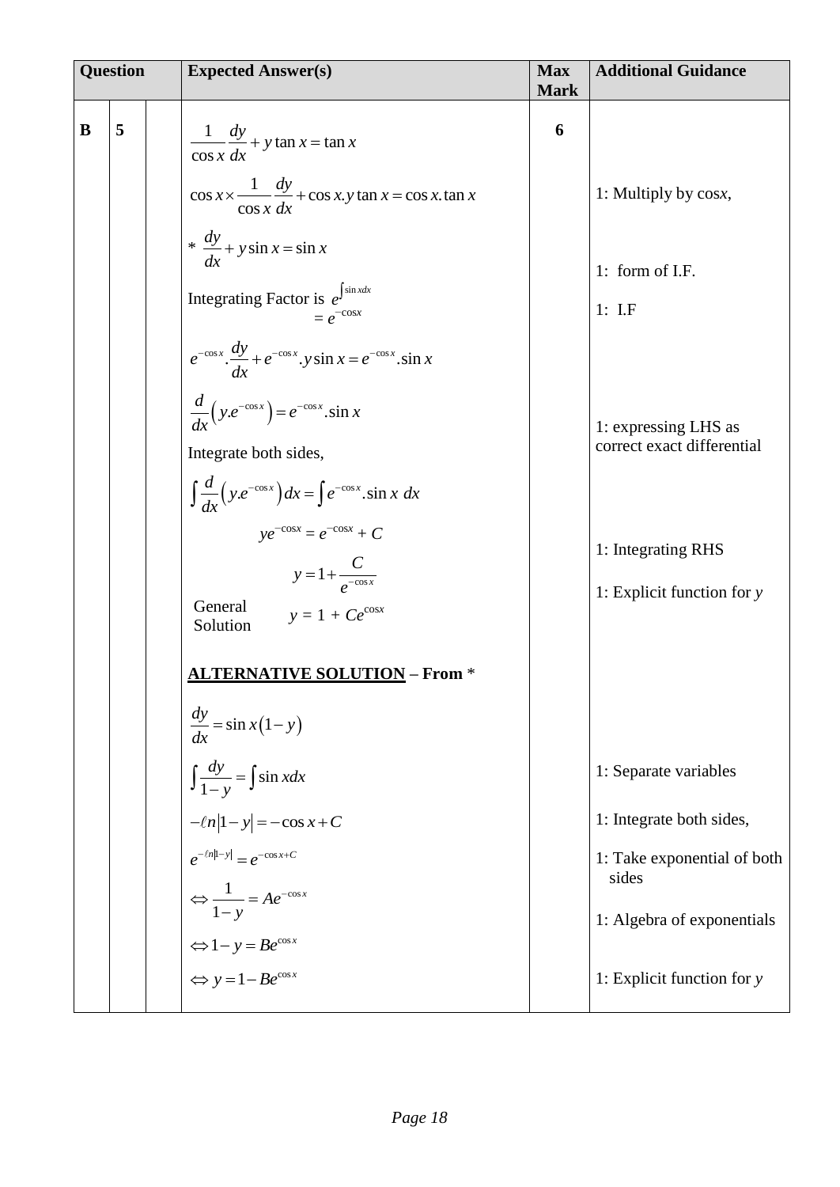| Question | | | Expected Answer(s) | Max Mark | Additional Guidance |
|---|---|---|---|---|---|
| **B** | **5** | | $\frac{1}{\cos x}\frac{dy}{dx}+y\tan x=\tan x$ | **6** | |
| | | | $\cos x\times\frac{1}{\cos x}\frac{dy}{dx}+\cos x.y\tan x=\cos x.\tan x$ | | 1: Multiply by cos*x*, |
| | | | $*\ \frac{dy}{dx}+y\sin x=\sin x$ | | |
| | | | Integrating Factor is $e^{\int\sin x dx}$ $=e^{-\cos x}$ | | 1: form of I.F. <br> 1: I.F |
| | | | $e^{-\cos x}.\frac{dy}{dx}+e^{-\cos x}.y\sin x=e^{-\cos x}.\sin x$ | | |
| | | | $\frac{d}{dx}\left(y.e^{-\cos x}\right)=e^{-\cos x}.\sin x$ | | 1: expressing LHS as correct exact differential |
| | | | Integrate both sides, | | |
| | | | $\int\frac{d}{dx}\left(y.e^{-\cos x}\right)dx=\int e^{-\cos x}.\sin x\ dx$ | | |
| | | | $ye^{-\cos x}=e^{-\cos x}+C$ | | 1: Integrating RHS |
| | | | $y=1+\frac{C}{e^{-\cos x}}$ | | 1: Explicit function for *y* |
| | | | General Solution $y=1+Ce^{\cos x}$ | | |
| | | | **<u>ALTERNATIVE SOLUTION</u> – From** * | | |
| | | | $\frac{dy}{dx}=\sin x(1-y)$ | | |
| | | | $\int\frac{dy}{1-y}=\int\sin x dx$ | | 1: Separate variables |
| | | | $-\ell n\lvert 1-y\rvert=-\cos x+C$ | | 1: Integrate both sides, |
| | | | $e^{-\ell n\lvert 1-y\rvert}=e^{-\cos x+C}$ | | 1: Take exponential of both sides |
| | | | $\Leftrightarrow\frac{1}{1-y}=Ae^{-\cos x}$ | | 1: Algebra of exponentials |
| | | | $\Leftrightarrow 1-y=Be^{\cos x}$ | | |
| | | | $\Leftrightarrow y=1-Be^{\cos x}$ | | 1: Explicit function for *y* |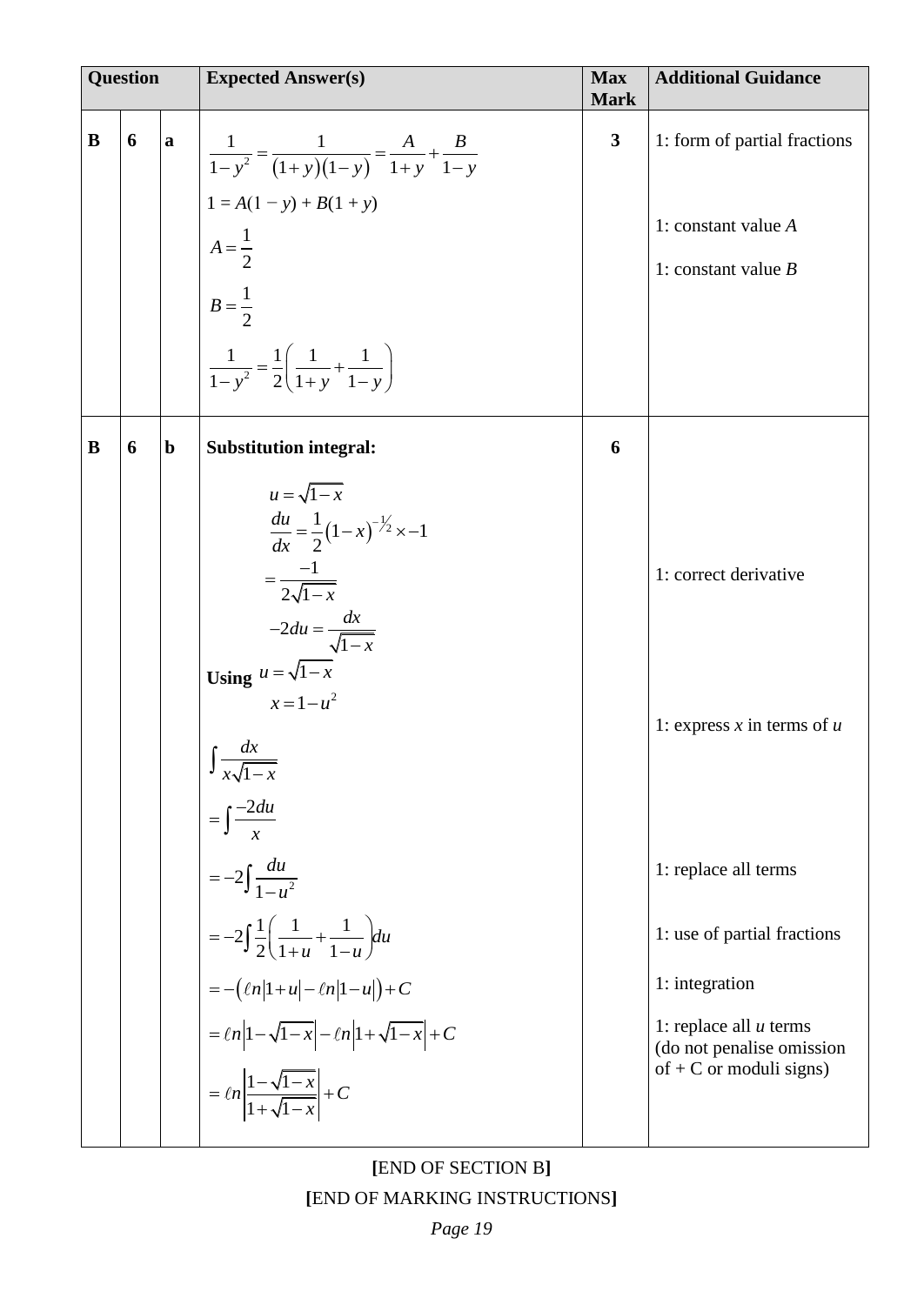| Question | | | Expected Answer(s) | Max Mark | Additional Guidance |
|---|---|---|---|---|---|
| B | 6 | a | $\dfrac{1}{1-y^2}=\dfrac{1}{(1+y)(1-y)}=\dfrac{A}{1+y}+\dfrac{B}{1-y}$ <br> $1 = A(1 - y) + B(1 + y)$ <br> $A=\dfrac{1}{2}$ <br> $B=\dfrac{1}{2}$ <br> $\dfrac{1}{1-y^2}=\dfrac{1}{2}\left(\dfrac{1}{1+y}+\dfrac{1}{1-y}\right)$ | 3 | 1: form of partial fractions <br><br> 1: constant value $A$ <br><br> 1: constant value $B$ |
| B | 6 | b | **Substitution integral:** <br> $u=\sqrt{1-x}$ <br> $\dfrac{du}{dx}=\dfrac{1}{2}(1-x)^{-1/2}\times -1$ <br> $=\dfrac{-1}{2\sqrt{1-x}}$ <br> $-2du=\dfrac{dx}{\sqrt{1-x}}$ <br> **Using** $u=\sqrt{1-x}$ <br> $x=1-u^2$ <br> $\int\dfrac{dx}{x\sqrt{1-x}}$ <br> $=\int\dfrac{-2du}{x}$ <br> $=-2\int\dfrac{du}{1-u^2}$ <br> $=-2\int\dfrac{1}{2}\left(\dfrac{1}{1+u}+\dfrac{1}{1-u}\right)du$ <br> $=-\left(\ell n\lvert 1+u\rvert-\ell n\lvert 1-u\rvert\right)+C$ <br> $=\ell n\left\lvert 1-\sqrt{1-x}\right\rvert-\ell n\left\lvert 1+\sqrt{1-x}\right\rvert+C$ <br> $=\ell n\left\lvert\dfrac{1-\sqrt{1-x}}{1+\sqrt{1-x}}\right\rvert+C$ | 6 | 1: correct derivative <br><br> 1: express $x$ in terms of $u$ <br><br> 1: replace all terms <br><br> 1: use of partial fractions <br><br> 1: integration <br><br> 1: replace all $u$ terms (do not penalise omission of + C or moduli signs) |

**[**END OF SECTION B**]**

**[**END OF MARKING INSTRUCTIONS**]**